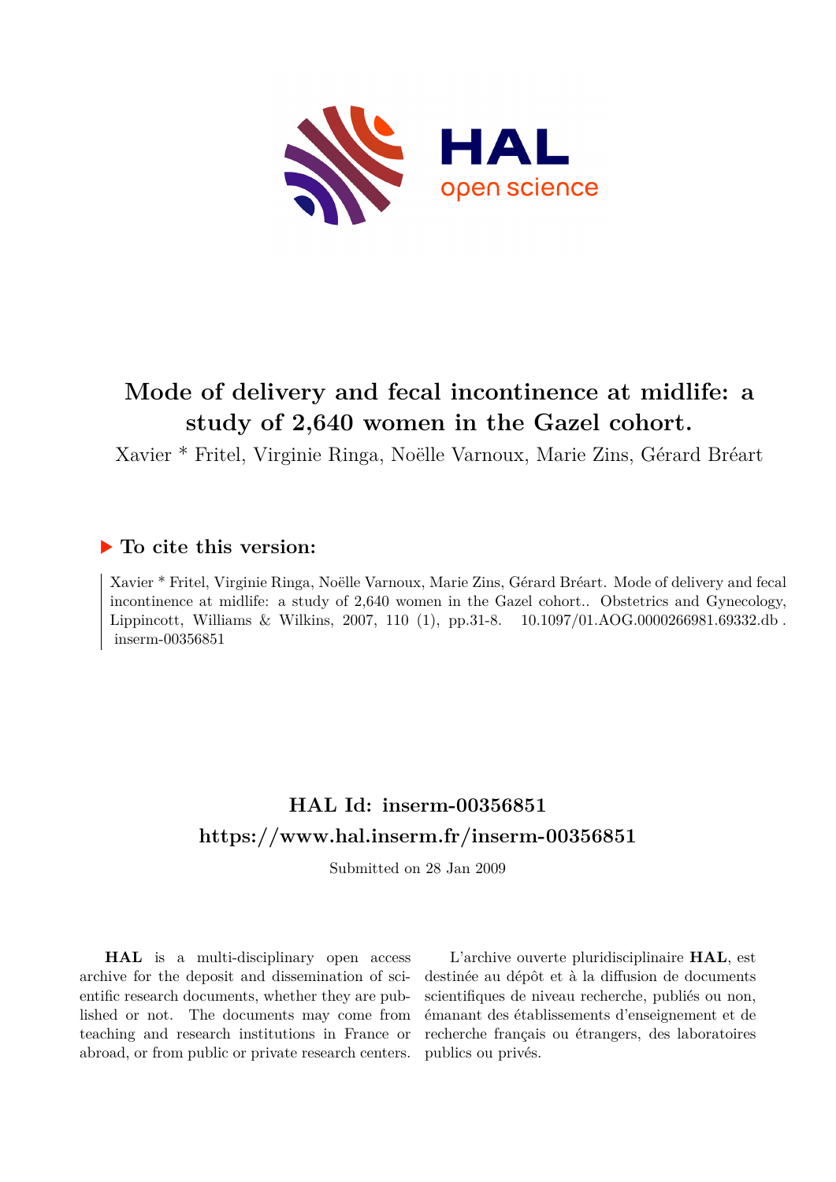# Mode of delivery and fecal incontinence at midlife: a study of 2,640 women in the Gazel cohort.

Xavier * Fritel, Virginie Ringa, Noëlle Varnoux, Marie Zins, Gérard Bréart

## ▶ To cite this version:

Xavier * Fritel, Virginie Ringa, Noëlle Varnoux, Marie Zins, Gérard Bréart. Mode of delivery and fecal incontinence at midlife: a study of 2,640 women in the Gazel cohort.. Obstetrics and Gynecology, Lippincott, Williams & Wilkins, 2007, 110 (1), pp.31-8. 10.1097/01.AOG.0000266981.69332.db . inserm-00356851

## HAL Id: inserm-00356851

## https://www.hal.inserm.fr/inserm-00356851

Submitted on 28 Jan 2009

**HAL** is a multi-disciplinary open access archive for the deposit and dissemination of scientific research documents, whether they are published or not. The documents may come from teaching and research institutions in France or abroad, or from public or private research centers.

L'archive ouverte pluridisciplinaire **HAL**, est destinée au dépôt et à la diffusion de documents scientifiques de niveau recherche, publiés ou non, émanant des établissements d'enseignement et de recherche français ou étrangers, des laboratoires publics ou privés.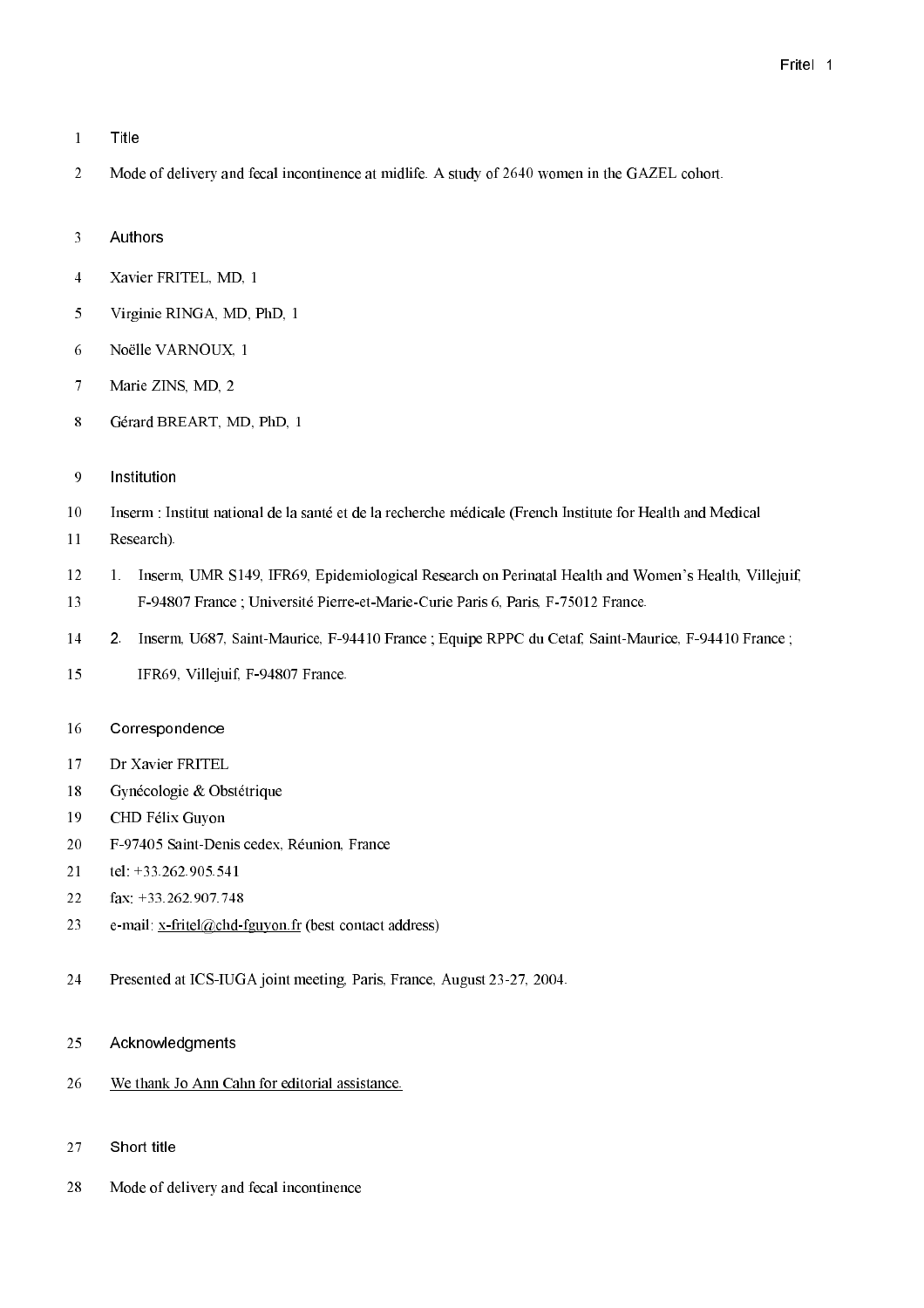## Title

Mode of delivery and fecal incontinence at midlife. A study of 2640 women in the GAZEL cohort.

## Authors

Xavier FRITEL, MD, 1

Virginie RINGA, MD, PhD, 1

Noëlle VARNOUX, 1

Marie ZINS, MD, 2

Gérard BREART, MD, PhD, 1

## Institution

Inserm : Institut national de la santé et de la recherche médicale (French Institute for Health and Medical Research).

1. Inserm, UMR S149, IFR69, Epidemiological Research on Perinatal Health and Women's Health, Villejuif, F-94807 France ; Université Pierre-et-Marie-Curie Paris 6, Paris, F-75012 France.
2. Inserm, U687, Saint-Maurice, F-94410 France ; Equipe RPPC du Cetaf, Saint-Maurice, F-94410 France ; IFR69, Villejuif, F-94807 France.

## Correspondence

Dr Xavier FRITEL
Gynécologie & Obstétrique
CHD Félix Guyon
F-97405 Saint-Denis cedex, Réunion, France
tel: +33.262.905.541
fax: +33.262.907.748
e-mail: x-fritel@chd-fguyon.fr (best contact address)

Presented at ICS-IUGA joint meeting, Paris, France, August 23-27, 2004.

## Acknowledgments

We thank Jo Ann Cahn for editorial assistance.

## Short title

Mode of delivery and fecal incontinence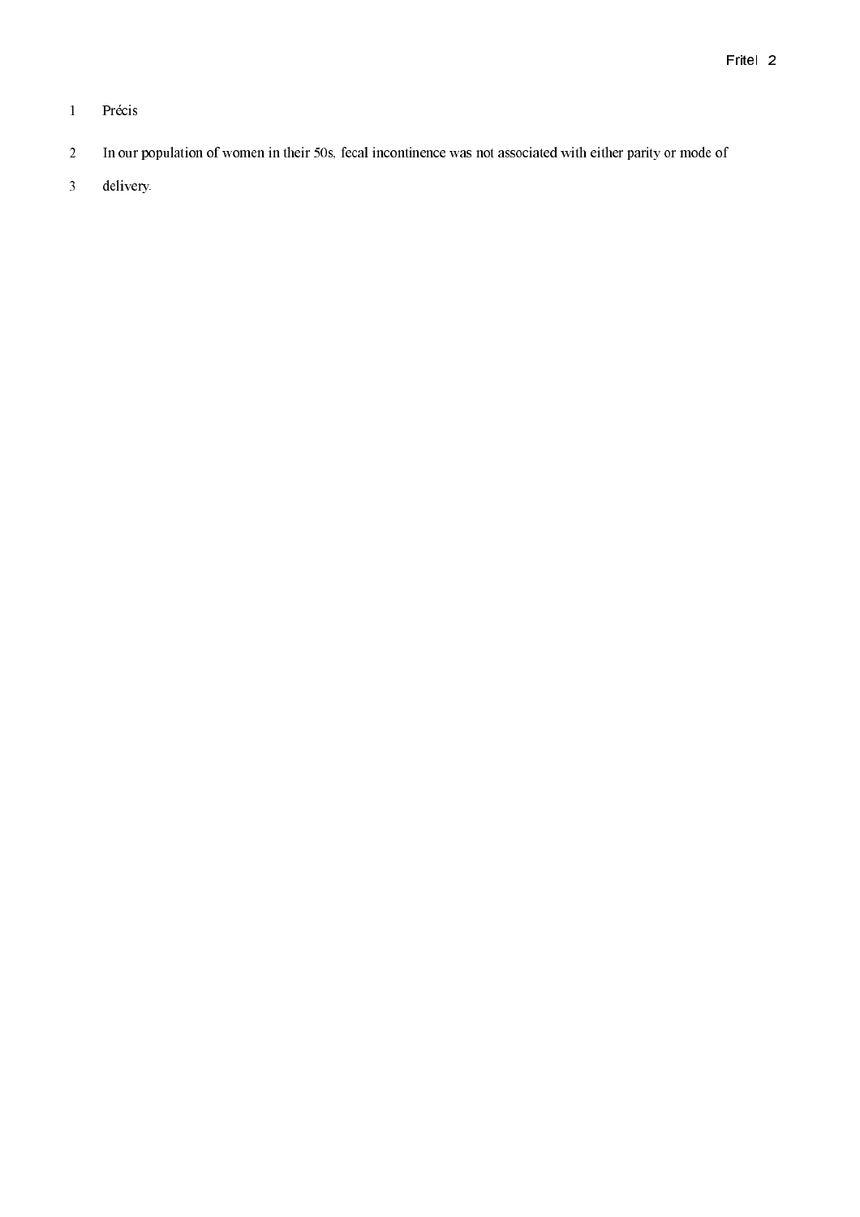## Précis

In our population of women in their 50s, fecal incontinence was not associated with either parity or mode of delivery.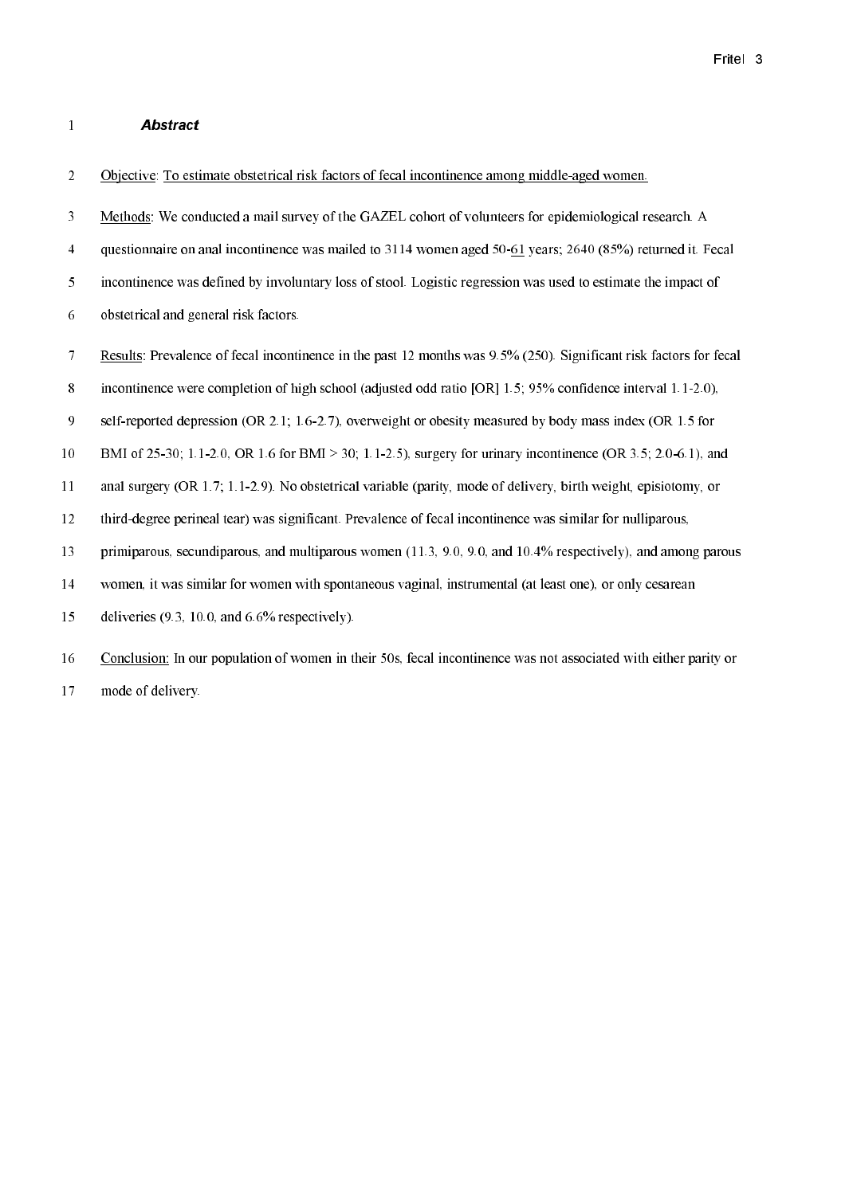## *Abstract*

Objective: To estimate obstetrical risk factors of fecal incontinence among middle-aged women.

Methods: We conducted a mail survey of the GAZEL cohort of volunteers for epidemiological research. A questionnaire on anal incontinence was mailed to 3114 women aged 50-61 years; 2640 (85%) returned it. Fecal incontinence was defined by involuntary loss of stool. Logistic regression was used to estimate the impact of obstetrical and general risk factors.

Results: Prevalence of fecal incontinence in the past 12 months was 9.5% (250). Significant risk factors for fecal incontinence were completion of high school (adjusted odd ratio [OR] 1.5; 95% confidence interval 1.1-2.0), self-reported depression (OR 2.1; 1.6-2.7), overweight or obesity measured by body mass index (OR 1.5 for BMI of 25-30; 1.1-2.0, OR 1.6 for BMI > 30; 1.1-2.5), surgery for urinary incontinence (OR 3.5; 2.0-6.1), and anal surgery (OR 1.7; 1.1-2.9). No obstetrical variable (parity, mode of delivery, birth weight, episiotomy, or third-degree perineal tear) was significant. Prevalence of fecal incontinence was similar for nulliparous, primiparous, secundiparous, and multiparous women (11.3, 9.0, 9.0, and 10.4% respectively), and among parous women, it was similar for women with spontaneous vaginal, instrumental (at least one), or only cesarean deliveries (9.3, 10.0, and 6.6% respectively).

Conclusion: In our population of women in their 50s, fecal incontinence was not associated with either parity or mode of delivery.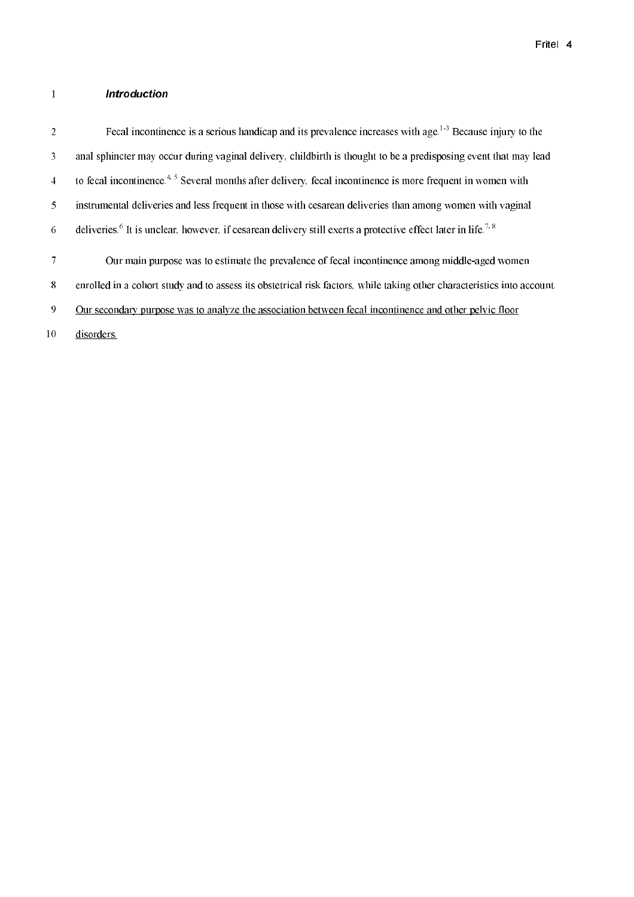### *Introduction*

Fecal incontinence is a serious handicap and its prevalence increases with age.[1-3] Because injury to the anal sphincter may occur during vaginal delivery, childbirth is thought to be a predisposing event that may lead to fecal incontinence.[4, 5] Several months after delivery, fecal incontinence is more frequent in women with instrumental deliveries and less frequent in those with cesarean deliveries than among women with vaginal deliveries.[6] It is unclear, however, if cesarean delivery still exerts a protective effect later in life.[7, 8]

Our main purpose was to estimate the prevalence of fecal incontinence among middle-aged women enrolled in a cohort study and to assess its obstetrical risk factors, while taking other characteristics into account. <u>Our secondary purpose was to analyze the association between fecal incontinence and other pelvic floor disorders.</u>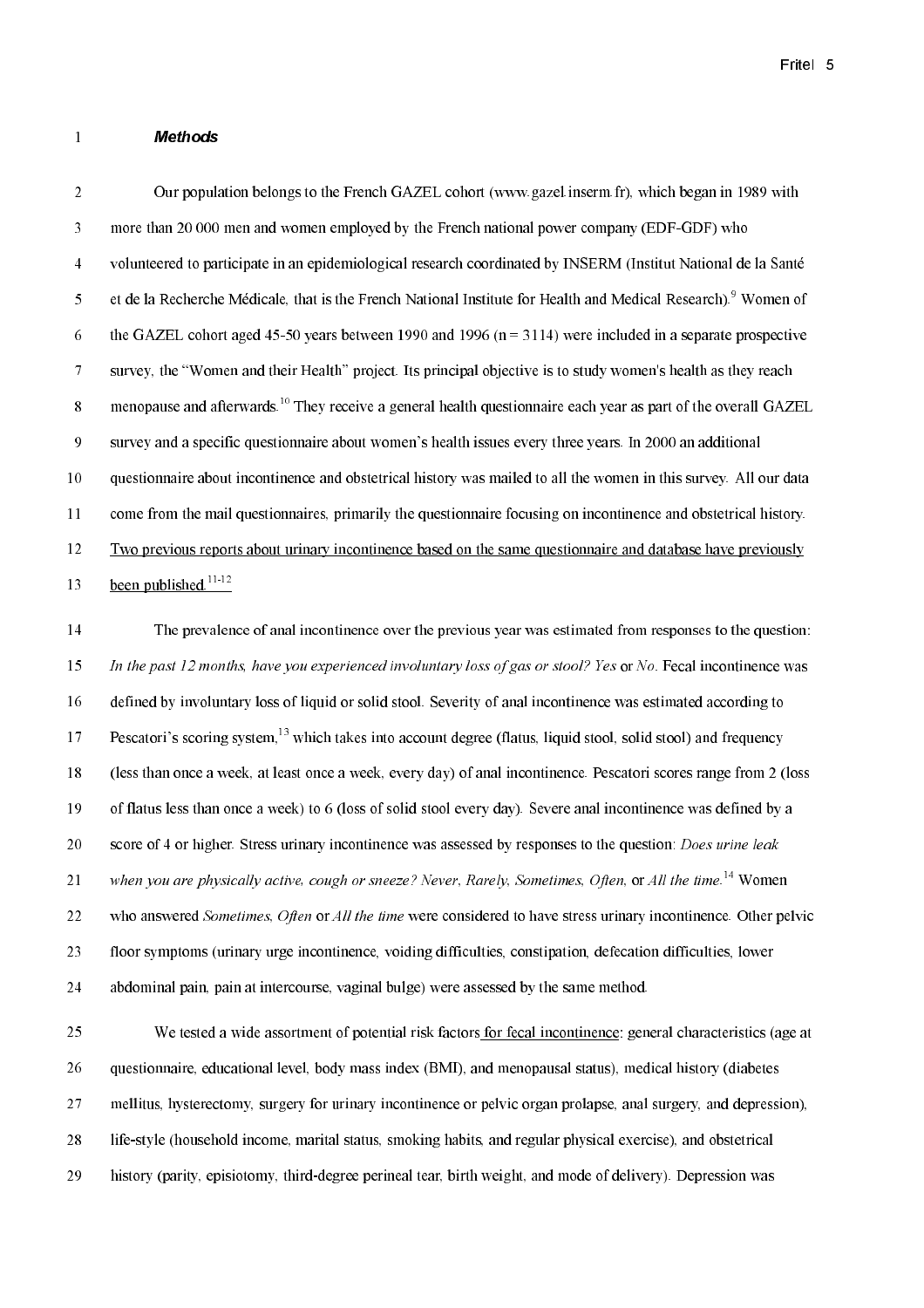### *Methods*

Our population belongs to the French GAZEL cohort (www.gazel.inserm.fr), which began in 1989 with more than 20 000 men and women employed by the French national power company (EDF-GDF) who volunteered to participate in an epidemiological research coordinated by INSERM (Institut National de la Santé et de la Recherche Médicale, that is the French National Institute for Health and Medical Research).[9] Women of the GAZEL cohort aged 45-50 years between 1990 and 1996 (n = 3114) were included in a separate prospective survey, the "Women and their Health" project. Its principal objective is to study women's health as they reach menopause and afterwards.[10] They receive a general health questionnaire each year as part of the overall GAZEL survey and a specific questionnaire about women's health issues every three years. In 2000 an additional questionnaire about incontinence and obstetrical history was mailed to all the women in this survey. All our data come from the mail questionnaires, primarily the questionnaire focusing on incontinence and obstetrical history. Two previous reports about urinary incontinence based on the same questionnaire and database have previously been published.[11-12]

The prevalence of anal incontinence over the previous year was estimated from responses to the question: *In the past 12 months, have you experienced involuntary loss of gas or stool? Yes* or *No*. Fecal incontinence was defined by involuntary loss of liquid or solid stool. Severity of anal incontinence was estimated according to Pescatori's scoring system,[13] which takes into account degree (flatus, liquid stool, solid stool) and frequency (less than once a week, at least once a week, every day) of anal incontinence. Pescatori scores range from 2 (loss of flatus less than once a week) to 6 (loss of solid stool every day). Severe anal incontinence was defined by a score of 4 or higher. Stress urinary incontinence was assessed by responses to the question: *Does urine leak when you are physically active, cough or sneeze? Never, Rarely, Sometimes, Often,* or *All the time.*[14] Women who answered *Sometimes, Often* or *All the time* were considered to have stress urinary incontinence. Other pelvic floor symptoms (urinary urge incontinence, voiding difficulties, constipation, defecation difficulties, lower abdominal pain, pain at intercourse, vaginal bulge) were assessed by the same method.

We tested a wide assortment of potential risk factors for fecal incontinence: general characteristics (age at questionnaire, educational level, body mass index (BMI), and menopausal status), medical history (diabetes mellitus, hysterectomy, surgery for urinary incontinence or pelvic organ prolapse, anal surgery, and depression), life-style (household income, marital status, smoking habits, and regular physical exercise), and obstetrical history (parity, episiotomy, third-degree perineal tear, birth weight, and mode of delivery). Depression was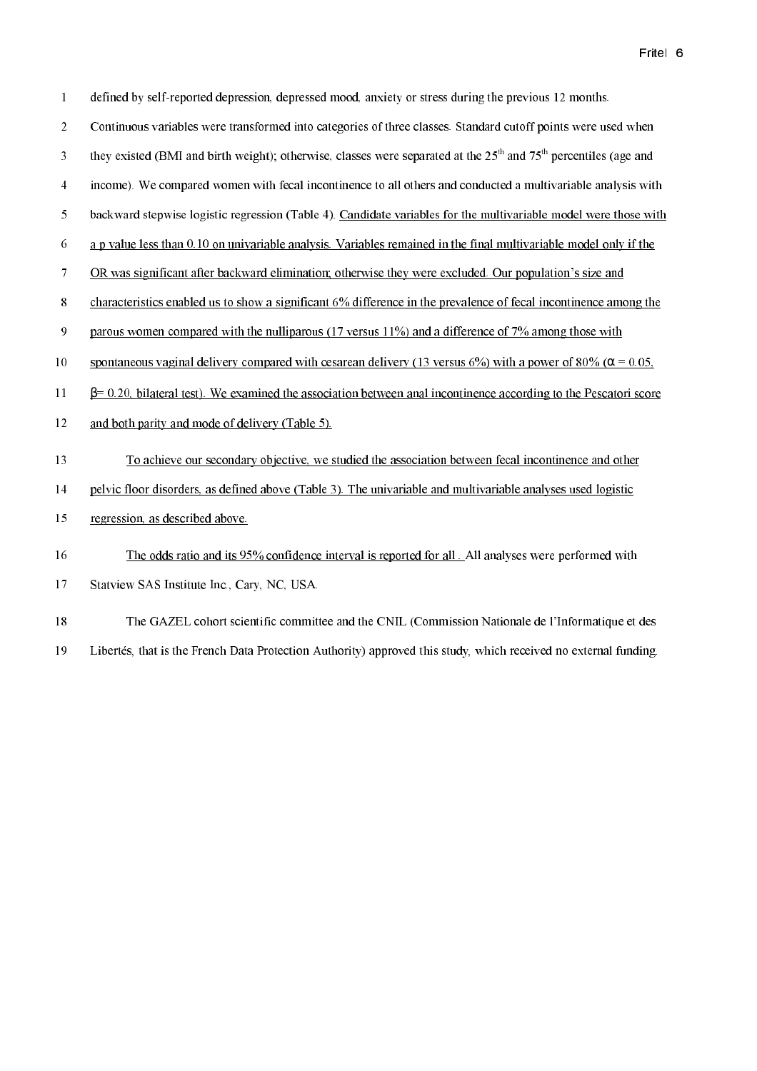defined by self-reported depression, depressed mood, anxiety or stress during the previous 12 months. Continuous variables were transformed into categories of three classes. Standard cutoff points were used when they existed (BMI and birth weight); otherwise, classes were separated at the 25$^{th}$ and 75$^{th}$ percentiles (age and income). We compared women with fecal incontinence to all others and conducted a multivariable analysis with backward stepwise logistic regression (Table 4). Candidate variables for the multivariable model were those with a p value less than 0.10 on univariable analysis. Variables remained in the final multivariable model only if the OR was significant after backward elimination; otherwise they were excluded. Our population's size and characteristics enabled us to show a significant 6% difference in the prevalence of fecal incontinence among the parous women compared with the nulliparous (17 versus 11%) and a difference of 7% among those with spontaneous vaginal delivery compared with cesarean delivery (13 versus 6%) with a power of 80% ($\alpha = 0.05$, $\beta = 0.20$, bilateral test). We examined the association between anal incontinence according to the Pescatori score and both parity and mode of delivery (Table 5).

To achieve our secondary objective, we studied the association between fecal incontinence and other pelvic floor disorders, as defined above (Table 3). The univariable and multivariable analyses used logistic regression, as described above.

The odds ratio and its 95% confidence interval is reported for all . All analyses were performed with Statview SAS Institute Inc., Cary, NC, USA.

The GAZEL cohort scientific committee and the CNIL (Commission Nationale de l'Informatique et des Libertés, that is the French Data Protection Authority) approved this study, which received no external funding.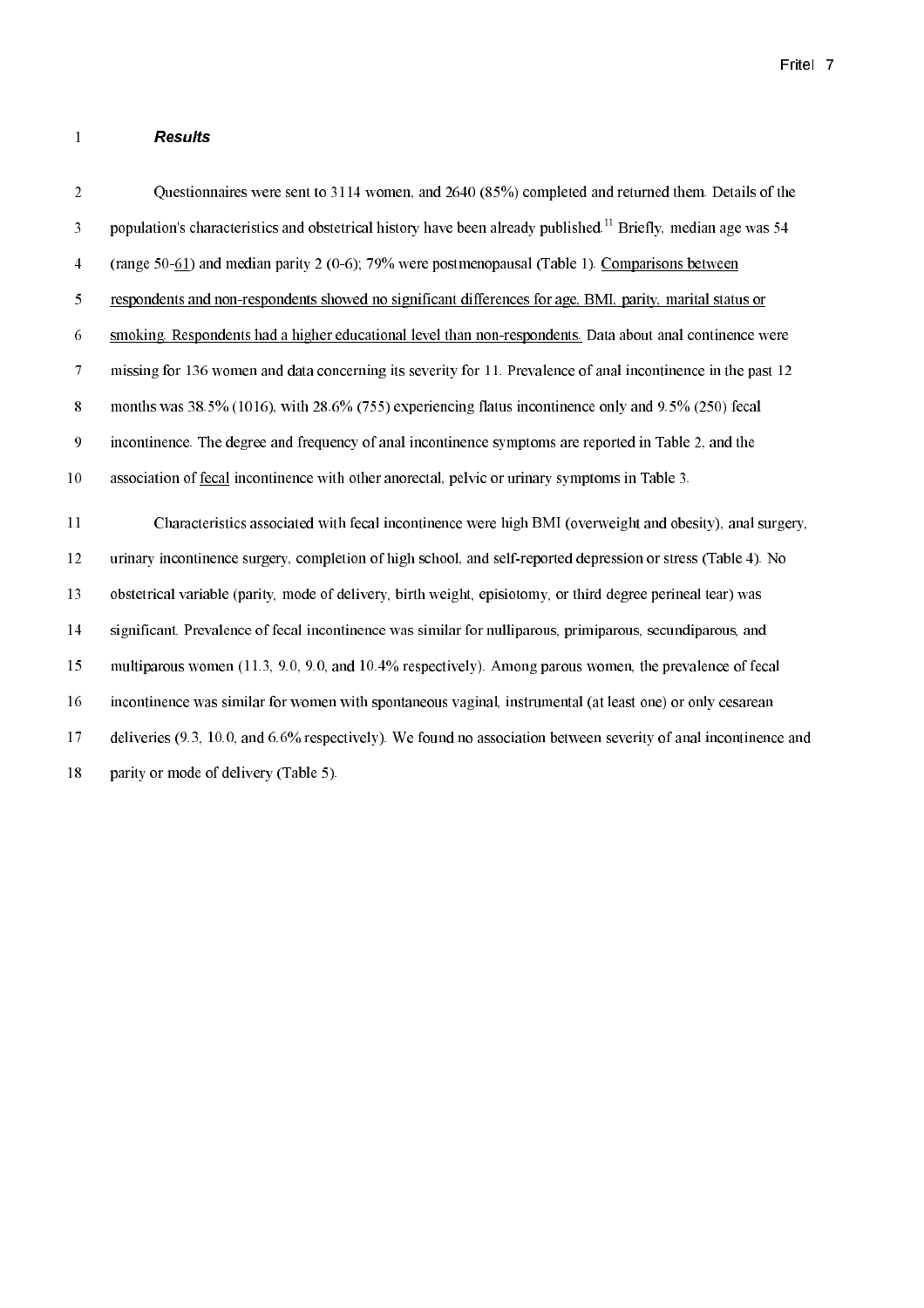### *Results*

Questionnaires were sent to 3114 women, and 2640 (85%) completed and returned them. Details of the population's characteristics and obstetrical history have been already published.[11] Briefly, median age was 54 (range 50-61) and median parity 2 (0-6); 79% were postmenopausal (Table 1). Comparisons between respondents and non-respondents showed no significant differences for age, BMI, parity, marital status or smoking. Respondents had a higher educational level than non-respondents. Data about anal continence were missing for 136 women and data concerning its severity for 11. Prevalence of anal incontinence in the past 12 months was 38.5% (1016), with 28.6% (755) experiencing flatus incontinence only and 9.5% (250) fecal incontinence. The degree and frequency of anal incontinence symptoms are reported in Table 2, and the association of fecal incontinence with other anorectal, pelvic or urinary symptoms in Table 3.

Characteristics associated with fecal incontinence were high BMI (overweight and obesity), anal surgery, urinary incontinence surgery, completion of high school, and self-reported depression or stress (Table 4). No obstetrical variable (parity, mode of delivery, birth weight, episiotomy, or third degree perineal tear) was significant. Prevalence of fecal incontinence was similar for nulliparous, primiparous, secundiparous, and multiparous women (11.3, 9.0, 9.0, and 10.4% respectively). Among parous women, the prevalence of fecal incontinence was similar for women with spontaneous vaginal, instrumental (at least one) or only cesarean deliveries (9.3, 10.0, and 6.6% respectively). We found no association between severity of anal incontinence and parity or mode of delivery (Table 5).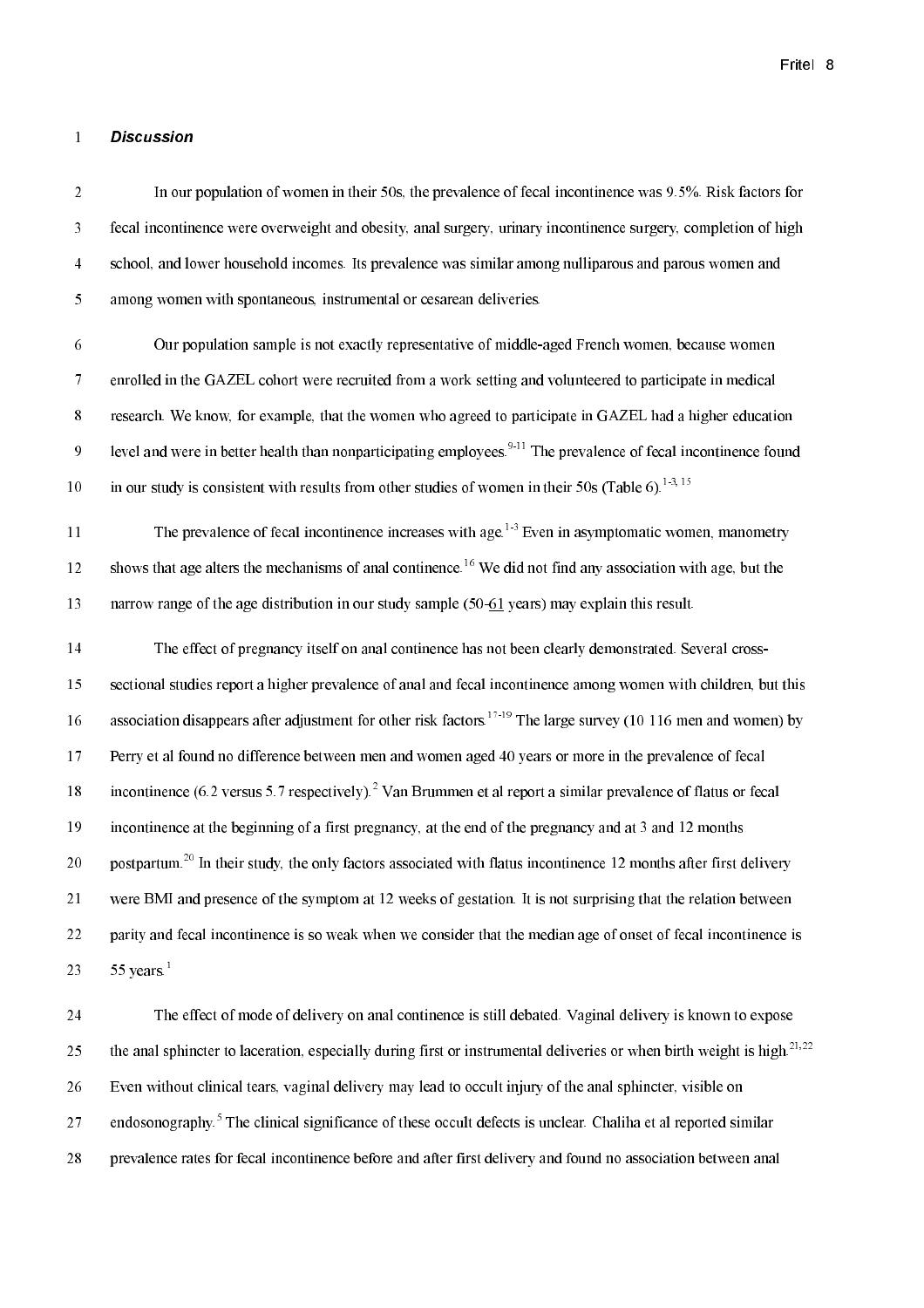### *Discussion*

In our population of women in their 50s, the prevalence of fecal incontinence was 9.5%. Risk factors for fecal incontinence were overweight and obesity, anal surgery, urinary incontinence surgery, completion of high school, and lower household incomes. Its prevalence was similar among nulliparous and parous women and among women with spontaneous, instrumental or cesarean deliveries.

Our population sample is not exactly representative of middle-aged French women, because women enrolled in the GAZEL cohort were recruited from a work setting and volunteered to participate in medical research. We know, for example, that the women who agreed to participate in GAZEL had a higher education level and were in better health than nonparticipating employees.[9-11] The prevalence of fecal incontinence found in our study is consistent with results from other studies of women in their 50s (Table 6).[1-3, 15]

The prevalence of fecal incontinence increases with age.[1-3] Even in asymptomatic women, manometry shows that age alters the mechanisms of anal continence.[16] We did not find any association with age, but the narrow range of the age distribution in our study sample (50-61 years) may explain this result.

The effect of pregnancy itself on anal continence has not been clearly demonstrated. Several cross-sectional studies report a higher prevalence of anal and fecal incontinence among women with children, but this association disappears after adjustment for other risk factors.[17-19] The large survey (10 116 men and women) by Perry et al found no difference between men and women aged 40 years or more in the prevalence of fecal incontinence (6.2 versus 5.7 respectively).[2] Van Brummen et al report a similar prevalence of flatus or fecal incontinence at the beginning of a first pregnancy, at the end of the pregnancy and at 3 and 12 months postpartum.[20] In their study, the only factors associated with flatus incontinence 12 months after first delivery were BMI and presence of the symptom at 12 weeks of gestation. It is not surprising that the relation between parity and fecal incontinence is so weak when we consider that the median age of onset of fecal incontinence is 55 years.[1]

The effect of mode of delivery on anal continence is still debated. Vaginal delivery is known to expose the anal sphincter to laceration, especially during first or instrumental deliveries or when birth weight is high.[21,22] Even without clinical tears, vaginal delivery may lead to occult injury of the anal sphincter, visible on endosonography.[5] The clinical significance of these occult defects is unclear. Chaliha et al reported similar prevalence rates for fecal incontinence before and after first delivery and found no association between anal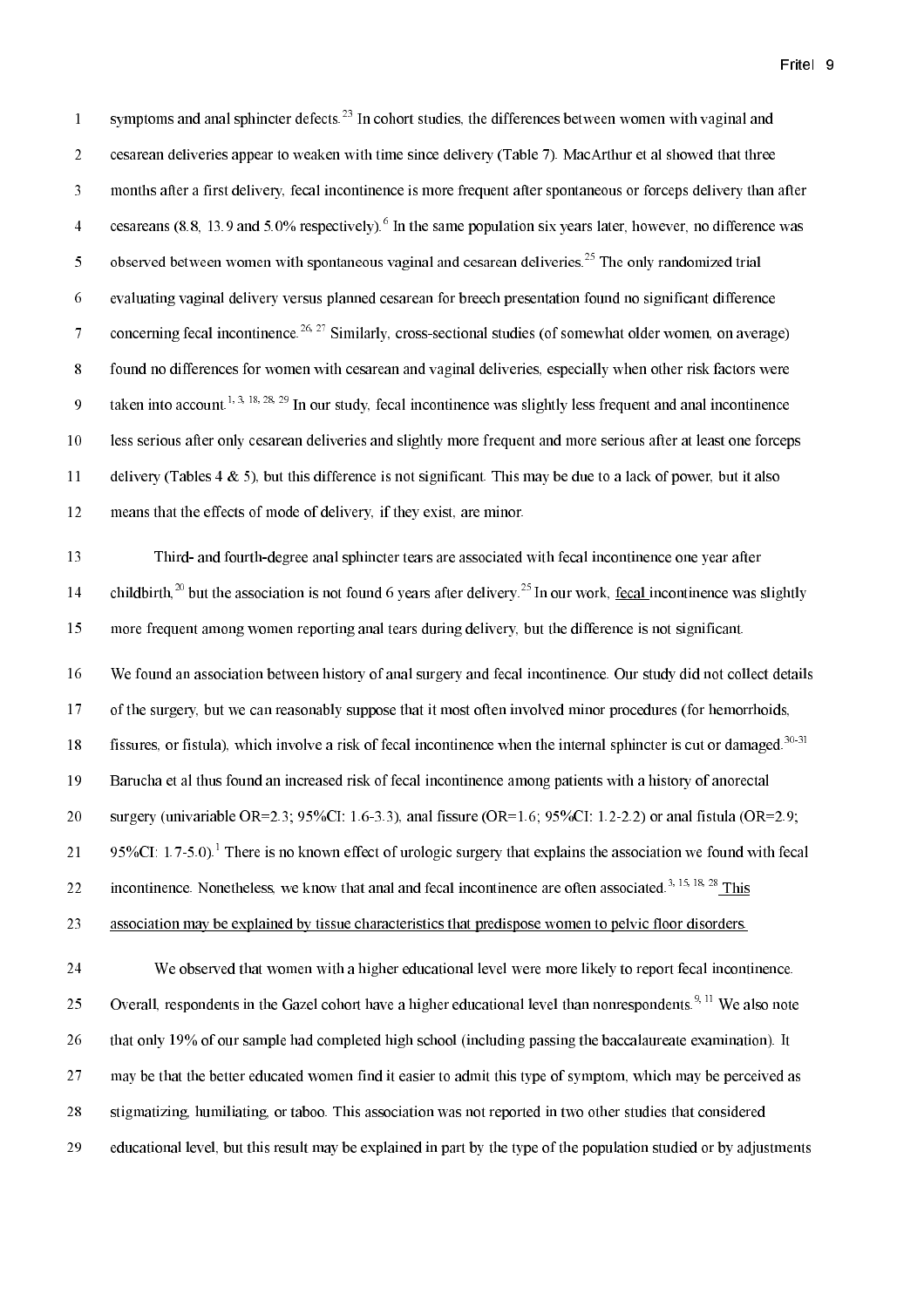symptoms and anal sphincter defects.[23] In cohort studies, the differences between women with vaginal and cesarean deliveries appear to weaken with time since delivery (Table 7). MacArthur et al showed that three months after a first delivery, fecal incontinence is more frequent after spontaneous or forceps delivery than after cesareans (8.8, 13.9 and 5.0% respectively).[6] In the same population six years later, however, no difference was observed between women with spontaneous vaginal and cesarean deliveries.[25] The only randomized trial evaluating vaginal delivery versus planned cesarean for breech presentation found no significant difference concerning fecal incontinence.[26, 27] Similarly, cross-sectional studies (of somewhat older women, on average) found no differences for women with cesarean and vaginal deliveries, especially when other risk factors were taken into account.[1, 3, 18, 28, 29] In our study, fecal incontinence was slightly less frequent and anal incontinence less serious after only cesarean deliveries and slightly more frequent and more serious after at least one forceps delivery (Tables 4 & 5), but this difference is not significant. This may be due to a lack of power, but it also means that the effects of mode of delivery, if they exist, are minor.

Third- and fourth-degree anal sphincter tears are associated with fecal incontinence one year after childbirth,[20] but the association is not found 6 years after delivery.[25] In our work, fecal incontinence was slightly more frequent among women reporting anal tears during delivery, but the difference is not significant.

We found an association between history of anal surgery and fecal incontinence. Our study did not collect details of the surgery, but we can reasonably suppose that it most often involved minor procedures (for hemorrhoids, fissures, or fistula), which involve a risk of fecal incontinence when the internal sphincter is cut or damaged.[30-31] Barucha et al thus found an increased risk of fecal incontinence among patients with a history of anorectal surgery (univariable OR=2.3; 95%CI: 1.6-3.3), anal fissure (OR=1.6; 95%CI: 1.2-2.2) or anal fistula (OR=2.9; 95%CI: 1.7-5.0).[1] There is no known effect of urologic surgery that explains the association we found with fecal incontinence. Nonetheless, we know that anal and fecal incontinence are often associated.[3, 15, 18, 28] This association may be explained by tissue characteristics that predispose women to pelvic floor disorders.

We observed that women with a higher educational level were more likely to report fecal incontinence. Overall, respondents in the Gazel cohort have a higher educational level than nonrespondents.[9, 11] We also note that only 19% of our sample had completed high school (including passing the baccalaureate examination). It may be that the better educated women find it easier to admit this type of symptom, which may be perceived as stigmatizing, humiliating, or taboo. This association was not reported in two other studies that considered educational level, but this result may be explained in part by the type of the population studied or by adjustments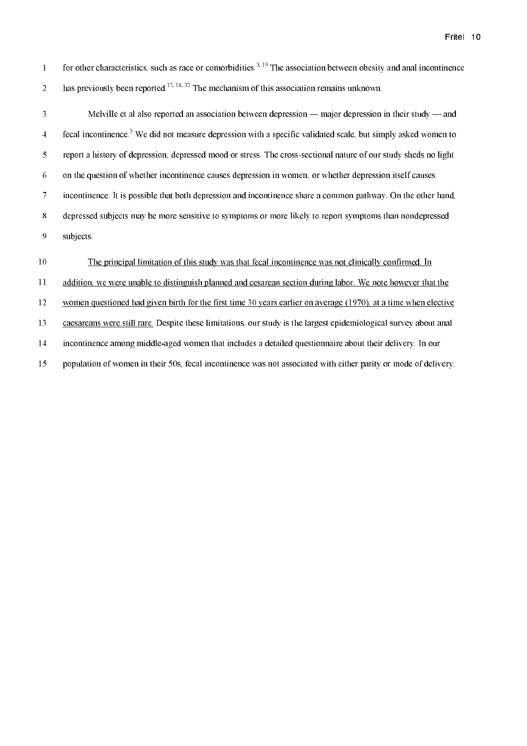for other characteristics, such as race or comorbidities.[3, 19] The association between obesity and anal incontinence has previously been reported.[17, 18, 32] The mechanism of this association remains unknown.

Melville et al also reported an association between depression — major depression in their study — and fecal incontinence.[3] We did not measure depression with a specific validated scale, but simply asked women to report a history of depression, depressed mood or stress. The cross-sectional nature of our study sheds no light on the question of whether incontinence causes depression in women, or whether depression itself causes incontinence. It is possible that both depression and incontinence share a common pathway. On the other hand, depressed subjects may be more sensitive to symptoms or more likely to report symptoms than nondepressed subjects.

<u>The principal limitation of this study was that fecal incontinence was not clinically confirmed. In addition, we were unable to distinguish planned and cesarean section during labor. We note however that the women questioned had given birth for the first time 30 years earlier on average (1970), at a time when elective caesareans were still rare.</u> Despite these limitations, our study is the largest epidemiological survey about anal incontinence among middle-aged women that includes a detailed questionnaire about their delivery. In our population of women in their 50s, fecal incontinence was not associated with either parity or mode of delivery.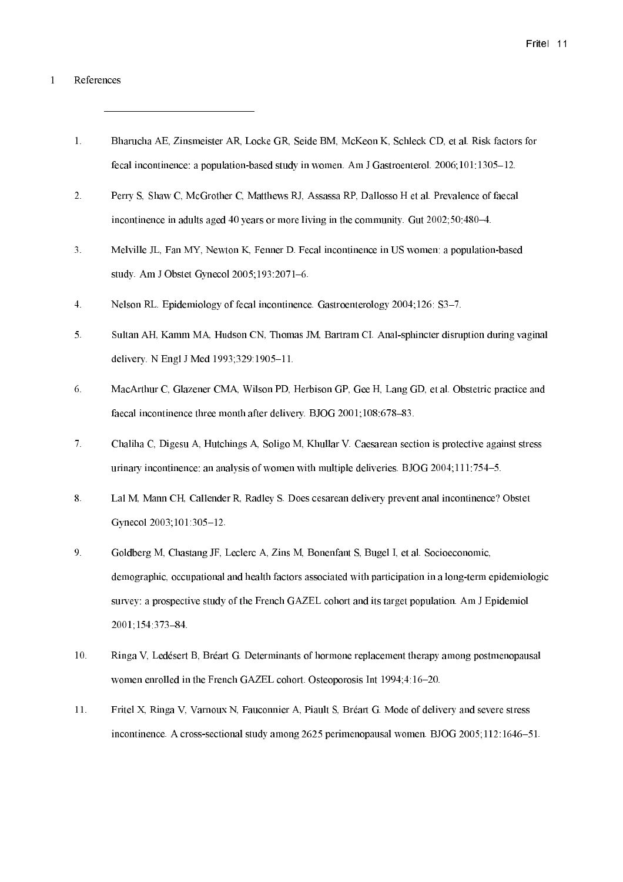References

1. Bharucha AE, Zinsmeister AR, Locke GR, Seide BM, McKeon K, Schleck CD, et al. Risk factors for fecal incontinence: a population-based study in women. Am J Gastroenterol. 2006;101:1305–12.

2. Perry S, Shaw C, McGrother C, Matthews RJ, Assassa RP, Dallosso H et al. Prevalence of faecal incontinence in adults aged 40 years or more living in the community. Gut 2002;50:480–4.

3. Melville JL, Fan MY, Newton K, Fenner D. Fecal incontinence in US women: a population-based study. Am J Obstet Gynecol 2005;193:2071–6.

4. Nelson RL. Epidemiology of fecal incontinence. Gastroenterology 2004;126: S3–7.

5. Sultan AH, Kamm MA, Hudson CN, Thomas JM, Bartram CI. Anal-sphincter disruption during vaginal delivery. N Engl J Med 1993;329:1905–11.

6. MacArthur C, Glazener CMA, Wilson PD, Herbison GP, Gee H, Lang GD, et al. Obstetric practice and faecal incontinence three month after delivery. BJOG 2001;108:678–83.

7. Chaliha C, Digesu A, Hutchings A, Soligo M, Khullar V. Caesarean section is protective against stress urinary incontinence: an analysis of women with multiple deliveries. BJOG 2004;111:754–5.

8. Lal M, Mann CH, Callender R, Radley S. Does cesarean delivery prevent anal incontinence? Obstet Gynecol 2003;101:305–12.

9. Goldberg M, Chastang JF, Leclerc A, Zins M, Bonenfant S, Bugel I, et al. Socioeconomic, demographic, occupational and health factors associated with participation in a long-term epidemiologic survey: a prospective study of the French GAZEL cohort and its target population. Am J Epidemiol 2001;154:373–84.

10. Ringa V, Ledésert B, Bréart G. Determinants of hormone replacement therapy among postmenopausal women enrolled in the French GAZEL cohort. Osteoporosis Int 1994;4:16–20.

11. Fritel X, Ringa V, Varnoux N, Fauconnier A, Piault S, Bréart G. Mode of delivery and severe stress incontinence. A cross-sectional study among 2625 perimenopausal women. BJOG 2005;112:1646–51.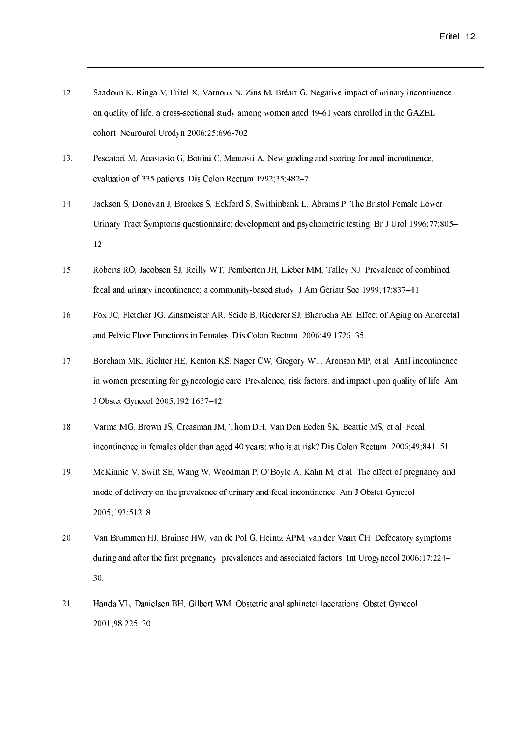12 Saadoun K, Ringa V, Fritel X, Varnoux N, Zins M, Bréart G. Negative impact of urinary incontinence on quality of life, a cross-sectional study among women aged 49-61 years enrolled in the GAZEL cohort. Neurourol Urodyn 2006;25:696-702.

13. Pescatori M, Anastasio G, Bottini C, Mentasti A. New grading and scoring for anal incontinence, evaluation of 335 patients. Dis Colon Rectum 1992;35:482–7.

14. Jackson S, Donovan J, Brookes S, Eckford S, Swithinbank L, Abrams P. The Bristol Female Lower Urinary Tract Symptoms questionnaire: development and psychometric testing. Br J Urol 1996;77:805–12.

15. Roberts RO, Jacobsen SJ, Reilly WT, Pemberton JH, Lieber MM, Talley NJ. Prevalence of combined fecal and urinary incontinence: a community-based study. J Am Geriatr Soc 1999;47:837–41.

16. Fox JC, Fletcher JG, Zinsmeister AR, Seide B, Riederer SJ, Bharucha AE. Effect of Aging on Anorectal and Pelvic Floor Functions in Females. Dis Colon Rectum. 2006;49:1726–35.

17. Boreham MK, Richter HE, Kenton KS, Nager CW, Gregory WT, Aronson MP, et al. Anal incontinence in women presenting for gynecologic care: Prevalence, risk factors, and impact upon quality of life. Am J Obstet Gynecol 2005;192:1637–42.

18. Varma MG, Brown JS, Creasman JM, Thom DH, Van Den Eeden SK, Beattie MS, et al. Fecal incontinence in females older than aged 40 years: who is at risk? Dis Colon Rectum. 2006;49:841–51.

19. McKinnie V, Swift SE, Wang W, Woodman P, O'Boyle A, Kahn M, et al. The effect of pregnancy and mode of delivery on the prevalence of urinary and fecal incontinence. Am J Obstet Gynecol 2005;193:512–8.

20. Van Brummen HJ, Bruinse HW, van de Pol G, Heintz APM, van der Vaart CH. Defecatory symptoms during and after the first pregnancy: prevalences and associated factors. Int Urogynecol 2006;17:224–30.

21. Handa VL, Danielsen BH, Gilbert WM. Obstetric anal sphincter lacerations. Obstet Gynecol 2001;98:225–30.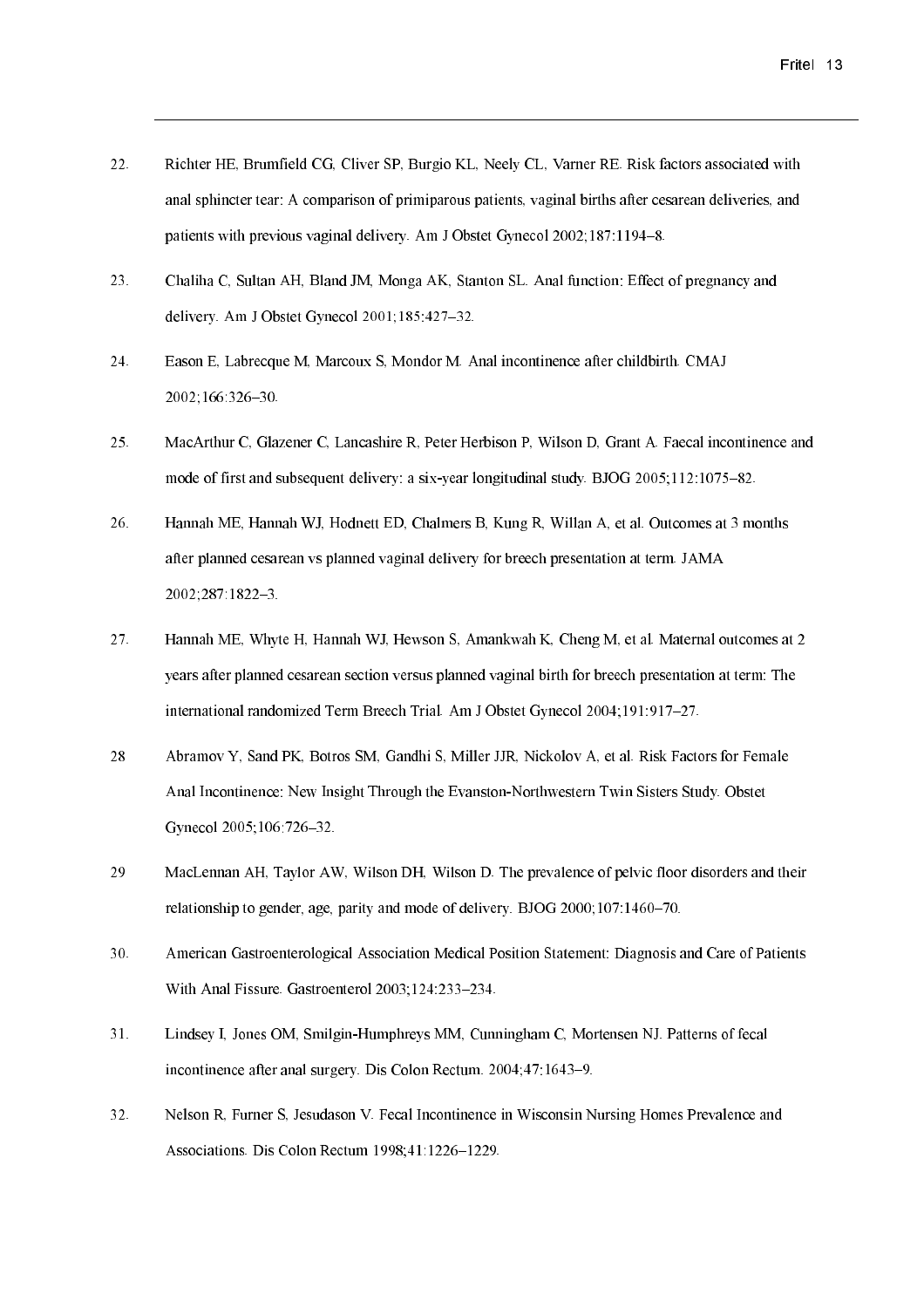22. Richter HE, Brumfield CG, Cliver SP, Burgio KL, Neely CL, Varner RE. Risk factors associated with anal sphincter tear: A comparison of primiparous patients, vaginal births after cesarean deliveries, and patients with previous vaginal delivery. Am J Obstet Gynecol 2002;187:1194–8.

23. Chaliha C, Sultan AH, Bland JM, Monga AK, Stanton SL. Anal function: Effect of pregnancy and delivery. Am J Obstet Gynecol 2001;185:427–32.

24. Eason E, Labrecque M, Marcoux S, Mondor M. Anal incontinence after childbirth. CMAJ 2002;166:326–30.

25. MacArthur C, Glazener C, Lancashire R, Peter Herbison P, Wilson D, Grant A. Faecal incontinence and mode of first and subsequent delivery: a six-year longitudinal study. BJOG 2005;112:1075–82.

26. Hannah ME, Hannah WJ, Hodnett ED, Chalmers B, Kung R, Willan A, et al. Outcomes at 3 months after planned cesarean vs planned vaginal delivery for breech presentation at term. JAMA 2002;287:1822–3.

27. Hannah ME, Whyte H, Hannah WJ, Hewson S, Amankwah K, Cheng M, et al. Maternal outcomes at 2 years after planned cesarean section versus planned vaginal birth for breech presentation at term: The international randomized Term Breech Trial. Am J Obstet Gynecol 2004;191:917–27.

28 Abramov Y, Sand PK, Botros SM, Gandhi S, Miller JJR, Nickolov A, et al. Risk Factors for Female Anal Incontinence: New Insight Through the Evanston-Northwestern Twin Sisters Study. Obstet Gynecol 2005;106:726–32.

29 MacLennan AH, Taylor AW, Wilson DH, Wilson D. The prevalence of pelvic floor disorders and their relationship to gender, age, parity and mode of delivery. BJOG 2000;107:1460–70.

30. American Gastroenterological Association Medical Position Statement: Diagnosis and Care of Patients With Anal Fissure. Gastroenterol 2003;124:233–234.

31. Lindsey I, Jones OM, Smilgin-Humphreys MM, Cunningham C, Mortensen NJ. Patterns of fecal incontinence after anal surgery. Dis Colon Rectum. 2004;47:1643–9.

32. Nelson R, Furner S, Jesudason V. Fecal Incontinence in Wisconsin Nursing Homes Prevalence and Associations. Dis Colon Rectum 1998;41:1226–1229.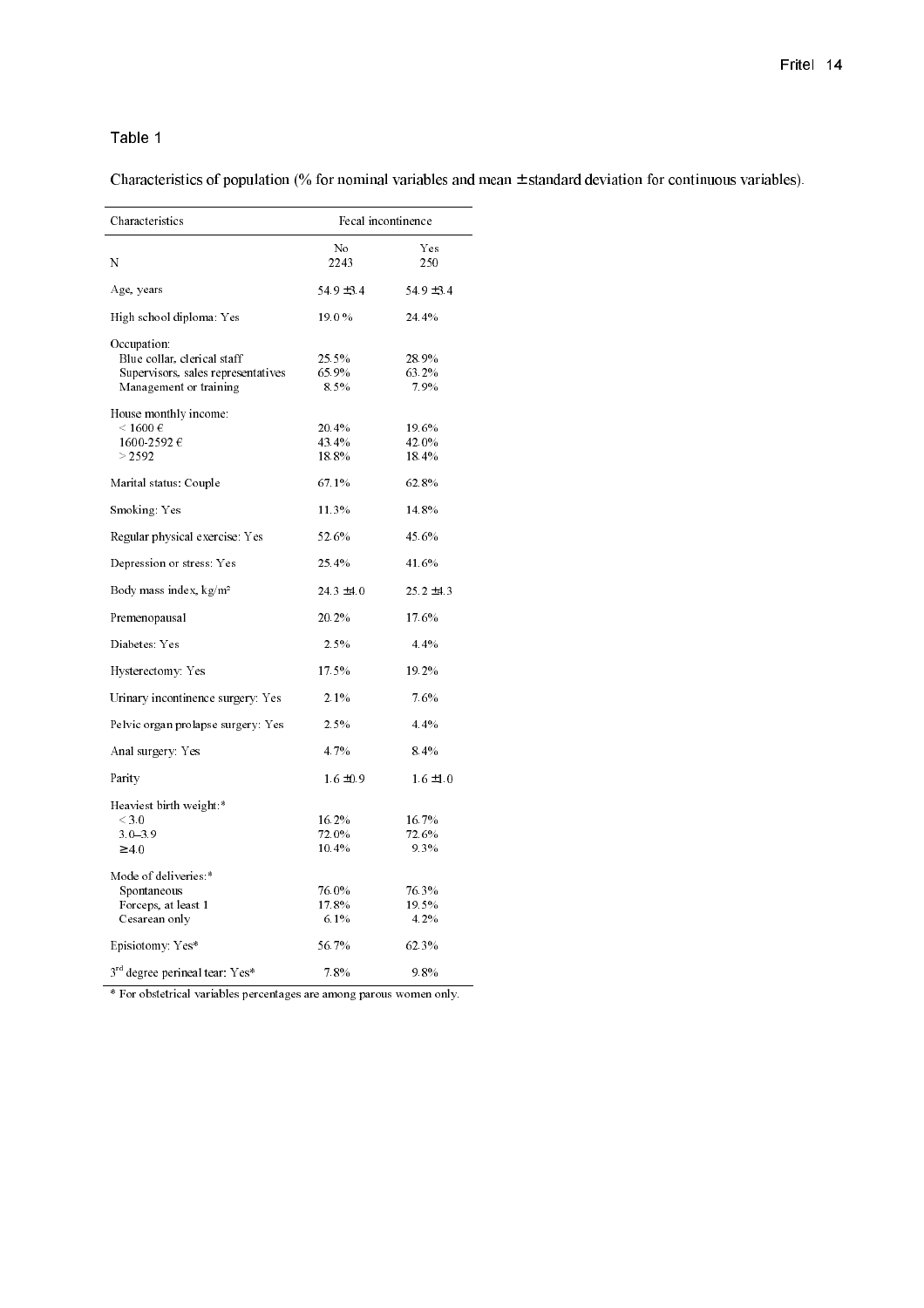Table 1

Characteristics of population (% for nominal variables and mean ± standard deviation for continuous variables).

| Characteristics | Fecal incontinence | |
|---|---|---|
| | No | Yes |
| N | 2243 | 250 |
| Age, years | 54.9 ±3.4 | 54.9 ±3.4 |
| High school diploma: Yes | 19.0 % | 24.4% |
| Occupation: | | |
| Blue collar, clerical staff | 25.5% | 28.9% |
| Supervisors, sales representatives | 65.9% | 63.2% |
| Management or training | 8.5% | 7.9% |
| House monthly income: | | |
| < 1600 € | 20.4% | 19.6% |
| 1600-2592 € | 43.4% | 42.0% |
| > 2592 | 18.8% | 18.4% |
| Marital status: Couple | 67.1% | 62.8% |
| Smoking: Yes | 11.3% | 14.8% |
| Regular physical exercise: Yes | 52.6% | 45.6% |
| Depression or stress: Yes | 25.4% | 41.6% |
| Body mass index, kg/m² | 24.3 ±4.0 | 25.2 ±4.3 |
| Premenopausal | 20.2% | 17.6% |
| Diabetes: Yes | 2.5% | 4.4% |
| Hysterectomy: Yes | 17.5% | 19.2% |
| Urinary incontinence surgery: Yes | 2.1% | 7.6% |
| Pelvic organ prolapse surgery: Yes | 2.5% | 4.4% |
| Anal surgery: Yes | 4.7% | 8.4% |
| Parity | 1.6 ±0.9 | 1.6 ±1.0 |
| Heaviest birth weight:* | | |
| < 3.0 | 16.2% | 16.7% |
| 3.0–3.9 | 72.0% | 72.6% |
| ≥4.0 | 10.4% | 9.3% |
| Mode of deliveries:* | | |
| Spontaneous | 76.0% | 76.3% |
| Forceps, at least 1 | 17.8% | 19.5% |
| Cesarean only | 6.1% | 4.2% |
| Episiotomy: Yes* | 56.7% | 62.3% |
| 3rd degree perineal tear: Yes* | 7.8% | 9.8% |

\* For obstetrical variables percentages are among parous women only.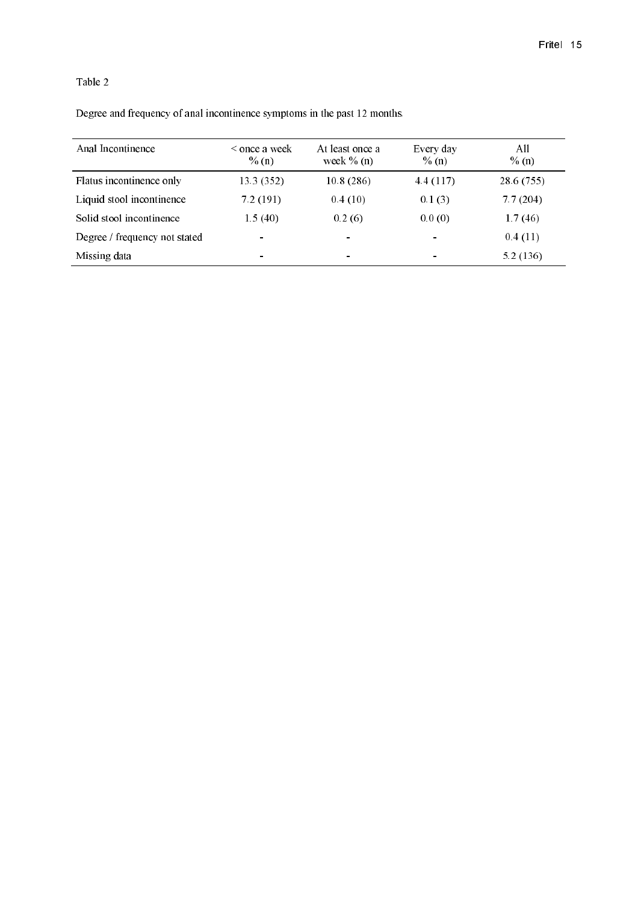Table 2

Degree and frequency of anal incontinence symptoms in the past 12 months.

| Anal Incontinence | < once a week % (n) | At least once a week % (n) | Every day % (n) | All % (n) |
|---|---|---|---|---|
| Flatus incontinence only | 13.3 (352) | 10.8 (286) | 4.4 (117) | 28.6 (755) |
| Liquid stool incontinence | 7.2 (191) | 0.4 (10) | 0.1 (3) | 7.7 (204) |
| Solid stool incontinence | 1.5 (40) | 0.2 (6) | 0.0 (0) | 1.7 (46) |
| Degree / frequency not stated | - | - | - | 0.4 (11) |
| Missing data | - | - | - | 5.2 (136) |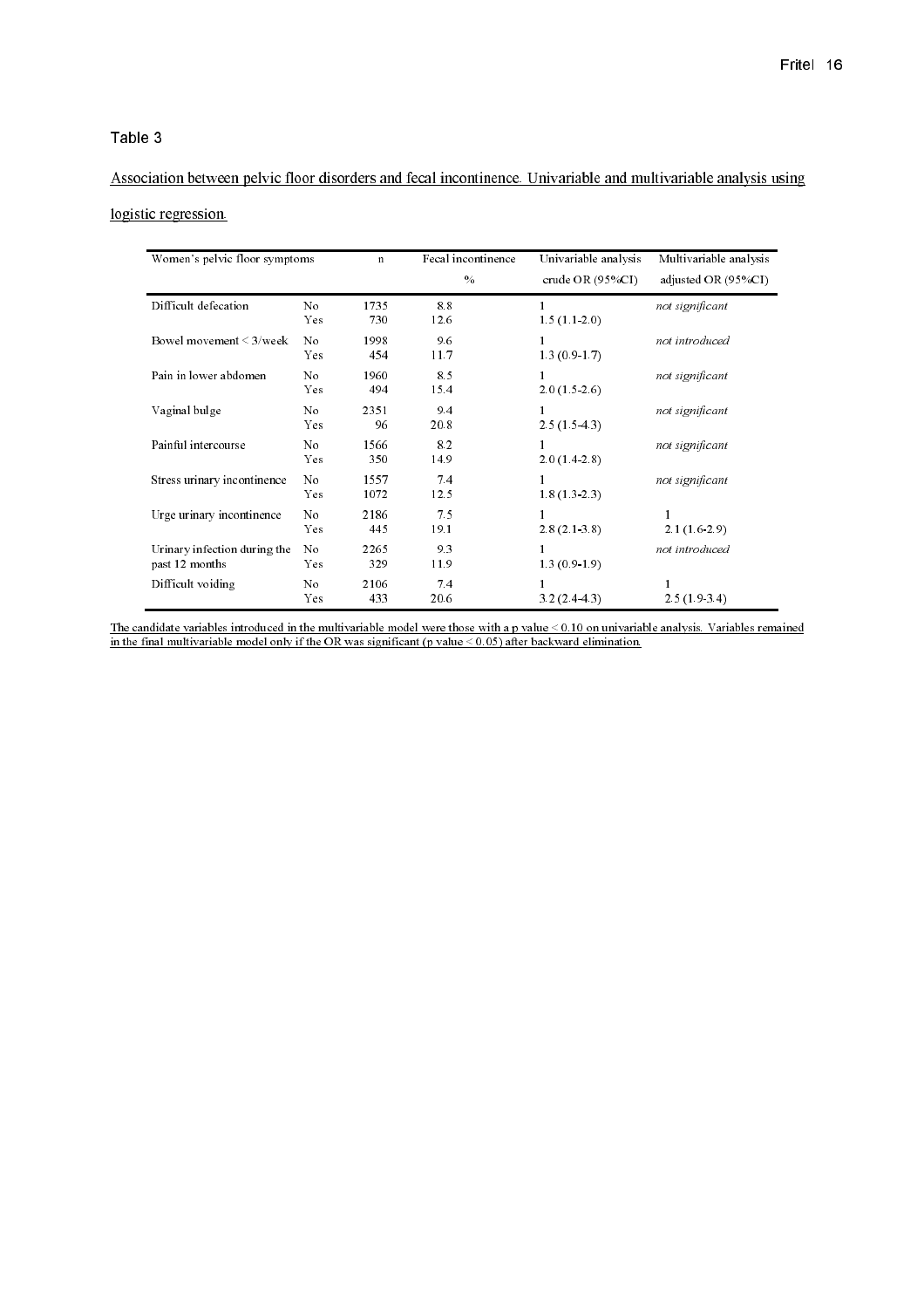Table 3

Association between pelvic floor disorders and fecal incontinence. Univariable and multivariable analysis using logistic regression.

| Women's pelvic floor symptoms | | n | Fecal incontinence % | Univariable analysis crude OR (95%CI) | Multivariable analysis adjusted OR (95%CI) |
|---|---|---|---|---|---|
| Difficult defecation | No | 1735 | 8.8 | 1 | *not significant* |
| | Yes | 730 | 12.6 | 1.5 (1.1-2.0) | |
| Bowel movement < 3/week | No | 1998 | 9.6 | 1 | *not introduced* |
| | Yes | 454 | 11.7 | 1.3 (0.9-1.7) | |
| Pain in lower abdomen | No | 1960 | 8.5 | 1 | *not significant* |
| | Yes | 494 | 15.4 | 2.0 (1.5-2.6) | |
| Vaginal bulge | No | 2351 | 9.4 | 1 | *not significant* |
| | Yes | 96 | 20.8 | 2.5 (1.5-4.3) | |
| Painful intercourse | No | 1566 | 8.2 | 1 | *not significant* |
| | Yes | 350 | 14.9 | 2.0 (1.4-2.8) | |
| Stress urinary incontinence | No | 1557 | 7.4 | 1 | *not significant* |
| | Yes | 1072 | 12.5 | 1.8 (1.3-2.3) | |
| Urge urinary incontinence | No | 2186 | 7.5 | 1 | 1 |
| | Yes | 445 | 19.1 | 2.8 (2.1-3.8) | 2.1 (1.6-2.9) |
| Urinary infection during the past 12 months | No | 2265 | 9.3 | 1 | *not introduced* |
| | Yes | 329 | 11.9 | 1.3 (0.9-1.9) | |
| Difficult voiding | No | 2106 | 7.4 | 1 | 1 |
| | Yes | 433 | 20.6 | 3.2 (2.4-4.3) | 2.5 (1.9-3.4) |

The candidate variables introduced in the multivariable model were those with a p value < 0.10 on univariable analysis. Variables remained in the final multivariable model only if the OR was significant (p value < 0.05) after backward elimination.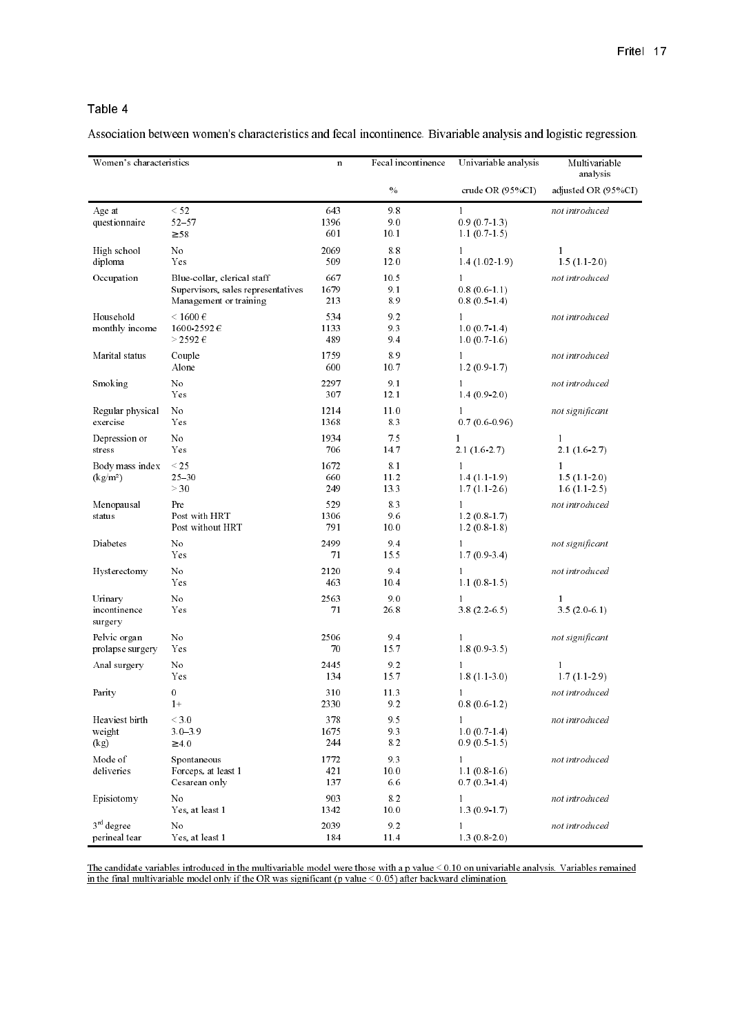Table 4

Association between women's characteristics and fecal incontinence. Bivariable analysis and logistic regression.

| Women's characteristics | | n | Fecal incontinence | Univariable analysis | Multivariable analysis |
|---|---|---|---|---|---|
| | | | % | crude OR (95%CI) | adjusted OR (95%CI) |
| Age at questionnaire | < 52 | 643 | 9.8 | 1 | *not introduced* |
| | 52–57 | 1396 | 9.0 | 0.9 (0.7-1.3) | |
| | ≥58 | 601 | 10.1 | 1.1 (0.7-1.5) | |
| High school diploma | No | 2069 | 8.8 | 1 | 1 |
| | Yes | 509 | 12.0 | 1.4 (1.02-1.9) | 1.5 (1.1-2.0) |
| Occupation | Blue-collar, clerical staff | 667 | 10.5 | 1 | *not introduced* |
| | Supervisors, sales representatives | 1679 | 9.1 | 0.8 (0.6-1.1) | |
| | Management or training | 213 | 8.9 | 0.8 (0.5-1.4) | |
| Household monthly income | < 1600 € | 534 | 9.2 | 1 | *not introduced* |
| | 1600-2592 € | 1133 | 9.3 | 1.0 (0.7-1.4) | |
| | > 2592 € | 489 | 9.4 | 1.0 (0.7-1.6) | |
| Marital status | Couple | 1759 | 8.9 | 1 | *not introduced* |
| | Alone | 600 | 10.7 | 1.2 (0.9-1.7) | |
| Smoking | No | 2297 | 9.1 | 1 | *not introduced* |
| | Yes | 307 | 12.1 | 1.4 (0.9-2.0) | |
| Regular physical exercise | No | 1214 | 11.0 | 1 | *not significant* |
| | Yes | 1368 | 8.3 | 0.7 (0.6-0.96) | |
| Depression or stress | No | 1934 | 7.5 | 1 | 1 |
| | Yes | 706 | 14.7 | 2.1 (1.6-2.7) | 2.1 (1.6-2.7) |
| Body mass index (kg/m²) | < 25 | 1672 | 8.1 | 1 | 1 |
| | 25–30 | 660 | 11.2 | 1.4 (1.1-1.9) | 1.5 (1.1-2.0) |
| | > 30 | 249 | 13.3 | 1.7 (1.1-2.6) | 1.6 (1.1-2.5) |
| Menopausal status | Pre | 529 | 8.3 | 1 | *not introduced* |
| | Post with HRT | 1306 | 9.6 | 1.2 (0.8-1.7) | |
| | Post without HRT | 791 | 10.0 | 1.2 (0.8-1.8) | |
| Diabetes | No | 2499 | 9.4 | 1 | *not significant* |
| | Yes | 71 | 15.5 | 1.7 (0.9-3.4) | |
| Hysterectomy | No | 2120 | 9.4 | 1 | *not introduced* |
| | Yes | 463 | 10.4 | 1.1 (0.8-1.5) | |
| Urinary incontinence surgery | No | 2563 | 9.0 | 1 | 1 |
| | Yes | 71 | 26.8 | 3.8 (2.2-6.5) | 3.5 (2.0-6.1) |
| Pelvic organ prolapse surgery | No | 2506 | 9.4 | 1 | *not significant* |
| | Yes | 70 | 15.7 | 1.8 (0.9-3.5) | |
| Anal surgery | No | 2445 | 9.2 | 1 | 1 |
| | Yes | 134 | 15.7 | 1.8 (1.1-3.0) | 1.7 (1.1-2.9) |
| Parity | 0 | 310 | 11.3 | 1 | *not introduced* |
| | 1+ | 2330 | 9.2 | 0.8 (0.6-1.2) | |
| Heaviest birth weight (kg) | < 3.0 | 378 | 9.5 | 1 | *not introduced* |
| | 3.0–3.9 | 1675 | 9.3 | 1.0 (0.7-1.4) | |
| | ≥4.0 | 244 | 8.2 | 0.9 (0.5-1.5) | |
| Mode of deliveries | Spontaneous | 1772 | 9.3 | 1 | *not introduced* |
| | Forceps, at least 1 | 421 | 10.0 | 1.1 (0.8-1.6) | |
| | Cesarean only | 137 | 6.6 | 0.7 (0.3-1.4) | |
| Episiotomy | No | 903 | 8.2 | 1 | *not introduced* |
| | Yes, at least 1 | 1342 | 10.0 | 1.3 (0.9-1.7) | |
| 3rd degree perineal tear | No | 2039 | 9.2 | 1 | *not introduced* |
| | Yes, at least 1 | 184 | 11.4 | 1.3 (0.8-2.0) | |

The candidate variables introduced in the multivariable model were those with a p value < 0.10 on univariable analysis. Variables remained in the final multivariable model only if the OR was significant (p value < 0.05) after backward elimination.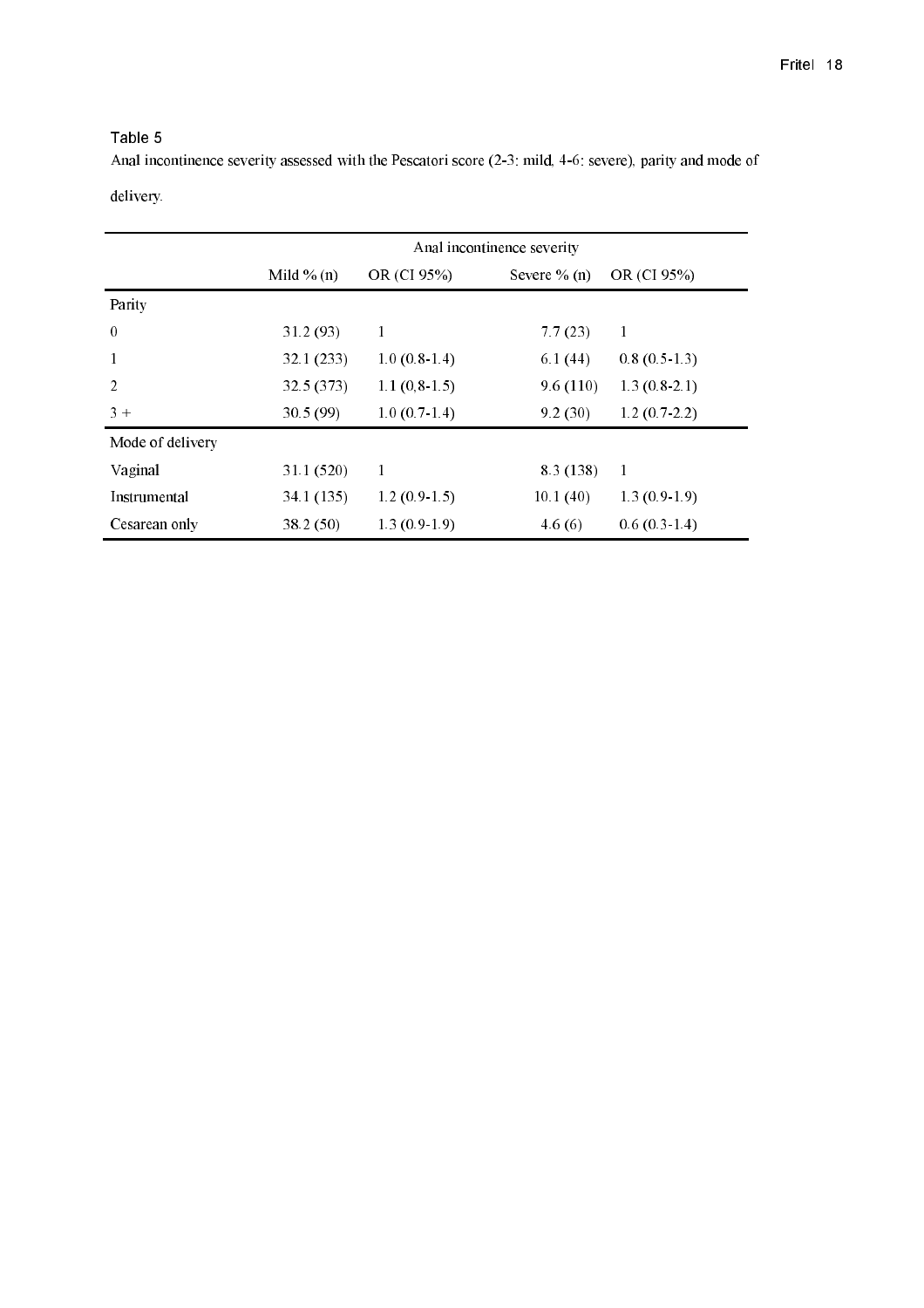Table 5

Anal incontinence severity assessed with the Pescatori score (2-3: mild, 4-6: severe), parity and mode of delivery.

| | Anal incontinence severity | | | |
|---|---|---|---|---|
| | Mild % (n) | OR (CI 95%) | Severe % (n) | OR (CI 95%) |
| Parity | | | | |
| 0 | 31.2 (93) | 1 | 7.7 (23) | 1 |
| 1 | 32.1 (233) | 1.0 (0.8-1.4) | 6.1 (44) | 0.8 (0.5-1.3) |
| 2 | 32.5 (373) | 1.1 (0,8-1.5) | 9.6 (110) | 1.3 (0.8-2.1) |
| 3 + | 30.5 (99) | 1.0 (0.7-1.4) | 9.2 (30) | 1.2 (0.7-2.2) |
| Mode of delivery | | | | |
| Vaginal | 31.1 (520) | 1 | 8.3 (138) | 1 |
| Instrumental | 34.1 (135) | 1.2 (0.9-1.5) | 10.1 (40) | 1.3 (0.9-1.9) |
| Cesarean only | 38.2 (50) | 1.3 (0.9-1.9) | 4.6 (6) | 0.6 (0.3-1.4) |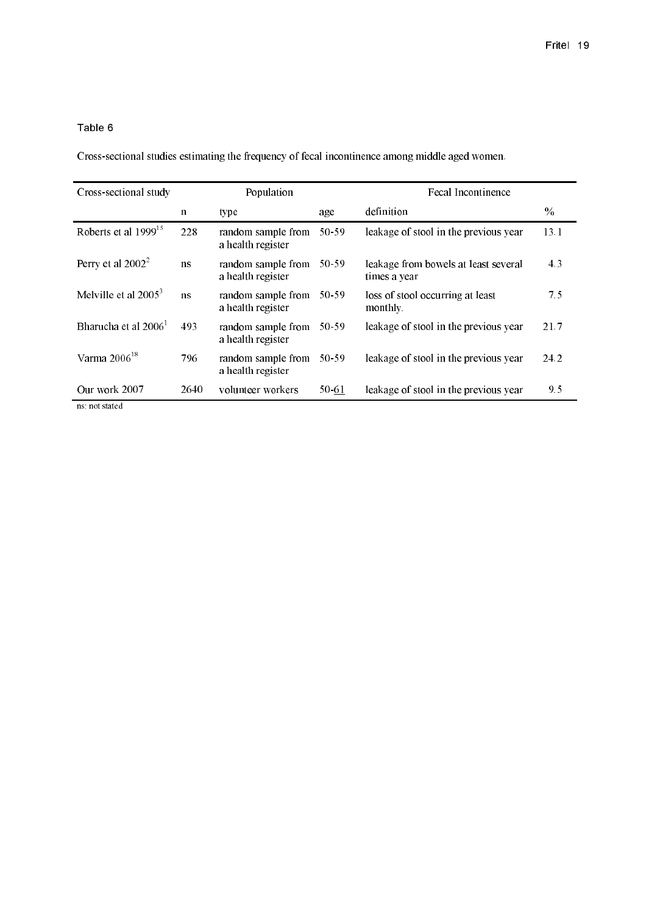Table 6

Cross-sectional studies estimating the frequency of fecal incontinence among middle aged women.

| Cross-sectional study | Population | | | Fecal Incontinence | |
|---|---|---|---|---|---|
| | n | type | age | definition | % |
| Roberts et al 1999[15] | 228 | random sample from a health register | 50-59 | leakage of stool in the previous year | 13.1 |
| Perry et al 2002[2] | ns | random sample from a health register | 50-59 | leakage from bowels at least several times a year | 4.3 |
| Melville et al 2005[3] | ns | random sample from a health register | 50-59 | loss of stool occurring at least monthly. | 7.5 |
| Bharucha et al 2006[1] | 493 | random sample from a health register | 50-59 | leakage of stool in the previous year | 21.7 |
| Varma 2006[18] | 796 | random sample from a health register | 50-59 | leakage of stool in the previous year | 24.2 |
| Our work 2007 | 2640 | volunteer workers | 50-61 | leakage of stool in the previous year | 9.5 |

ns: not stated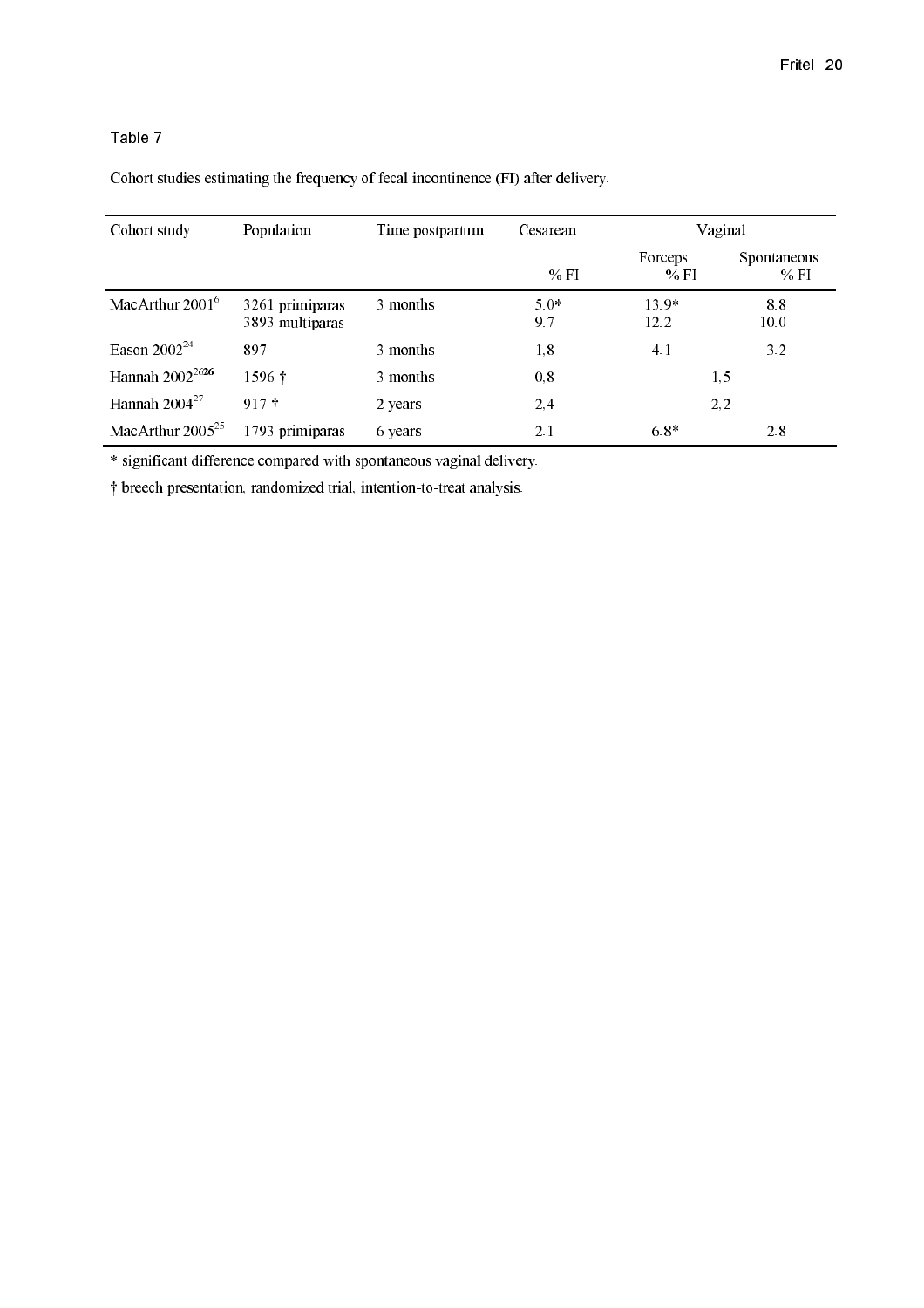Table 7

Cohort studies estimating the frequency of fecal incontinence (FI) after delivery.

| Cohort study | Population | Time postpartum | Cesarean | Vaginal | |
|---|---|---|---|---|---|
| | | | % FI | Forceps<br>% FI | Spontaneous<br>% FI |
| MacArthur 2001[6] | 3261 primiparas<br>3893 multiparas | 3 months | 5.0*<br>9.7 | 13.9*<br>12.2 | 8.8<br>10.0 |
| Eason 2002[24] | 897 | 3 months | 1,8 | 4.1 | 3.2 |
| Hannah 2002[26] | 1596 † | 3 months | 0,8 | 1,5 | |
| Hannah 2004[27] | 917 † | 2 years | 2,4 | 2,2 | |
| MacArthur 2005[25] | 1793 primiparas | 6 years | 2.1 | 6.8* | 2.8 |

\* significant difference compared with spontaneous vaginal delivery.

† breech presentation, randomized trial, intention-to-treat analysis.